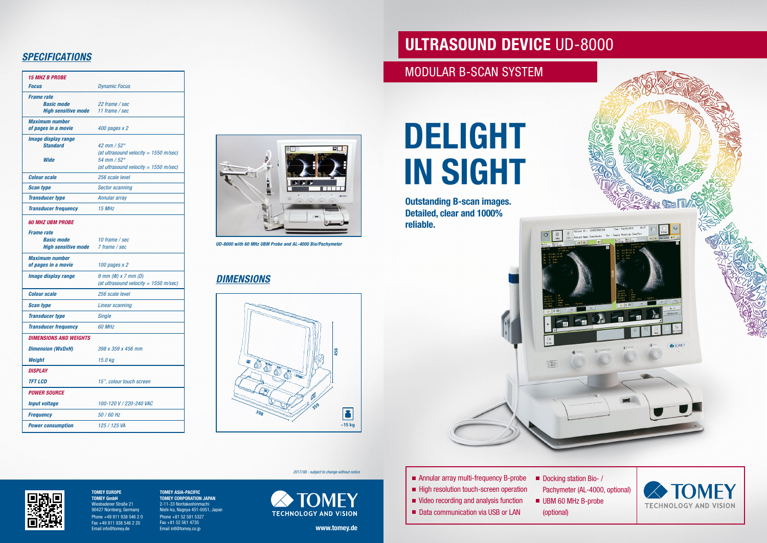# ULTRASOUND DEVICE UD-8000

## MODULAR B-SCAN SYSTEM

# DELIGHT IN SIGHT

**Outstanding B-scan images. Detailed, clear and 1000% reliable.**

- Annular array multi-frequency B-probe
- High resolution touch-screen operation
- Video recording and analysis function
- Data communication via USB or LAN
- Docking station Bio- / Pachymeter (AL-4000, optional)
- UBM 60 MHz B-probe (optional)

TOMEY TECHNOLOGY AND VISION

## *SPECIFICATIONS*

| | |
|---|---|
| ***15 MHZ B PROBE*** | |
| ***Focus*** | *Dynamic Focus* |
| ***Frame rate*** | |
| ***Basic mode*** | *22 frame / sec* |
| ***High sensitive mode*** | *11 frame / sec* |
| ***Maximum number of pages in a movie*** | *400 pages x 2* |
| ***Image display range*** | |
| ***Standard*** | *42 mm / 52° (at ultrasound velocity = 1550 m/sec)* |
| ***Wide*** | *54 mm / 52° (at ultrasound velocity = 1550 m/sec)* |
| ***Colour scale*** | *256 scale level* |
| ***Scan type*** | *Sector scanning* |
| ***Transducer type*** | *Annular array* |
| ***Transducer frequency*** | *15 MHz* |
| ***60 MHZ UBM PROBE*** | |
| ***Frame rate*** | |
| ***Basic mode*** | *10 frame / sec* |
| ***High sensitive mode*** | *7 frame / sec* |
| ***Maximum number of pages in a movie*** | *100 pages x 2* |
| ***Image display range*** | *9 mm (W) x 7 mm (D) (at ultrasound velocity = 1550 m/sec)* |
| ***Colour scale*** | *256 scale level* |
| ***Scan type*** | *Linear scanning* |
| ***Transducer type*** | *Single* |
| ***Transducer frequency*** | *60 MHz* |
| ***DIMENSIONS AND WEIGHTS*** | |
| ***Dimension (WxDxH)*** | *398 x 359 x 456 mm* |
| ***Weight*** | *15.0 kg* |
| ***DISPLAY*** | |
| ***TFT LCD*** | *15", colour touch screen* |
| ***POWER SOURCE*** | |
| ***Input voltage*** | *100-120 V / 220-240 VAC* |
| ***Frequency*** | *50 / 60 Hz* |
| ***Power consumption*** | *125 / 125 VA* |

***UD-8000 with 60 MHz UBM Probe and AL-4000 Bio/Pachymeter***

## *DIMENSIONS*

398 / 359 / 456 / ~15 kg

*2017/08 - subject to change without notice*

**TOMEY EUROPE**
**TOMEY GmbH**
Wiesbadener Straße 21
90427 Nürnberg, Germany
Phone +49 911 938 546 2 0
Fax +49 911 938 546 2 20
Email info@tomey.de

**TOMEY ASIA-PACIFIC**
**TOMEY CORPORATION JAPAN**
2-11-33 Noritakeshinmachi
Nishi-ku, Nagoya 451-0051, Japan
Phone +81 52 581 5327
Fax +81 52 561 4735
Email intl@tomey.co.jp

TOMEY TECHNOLOGY AND VISION

**www.tomey.de**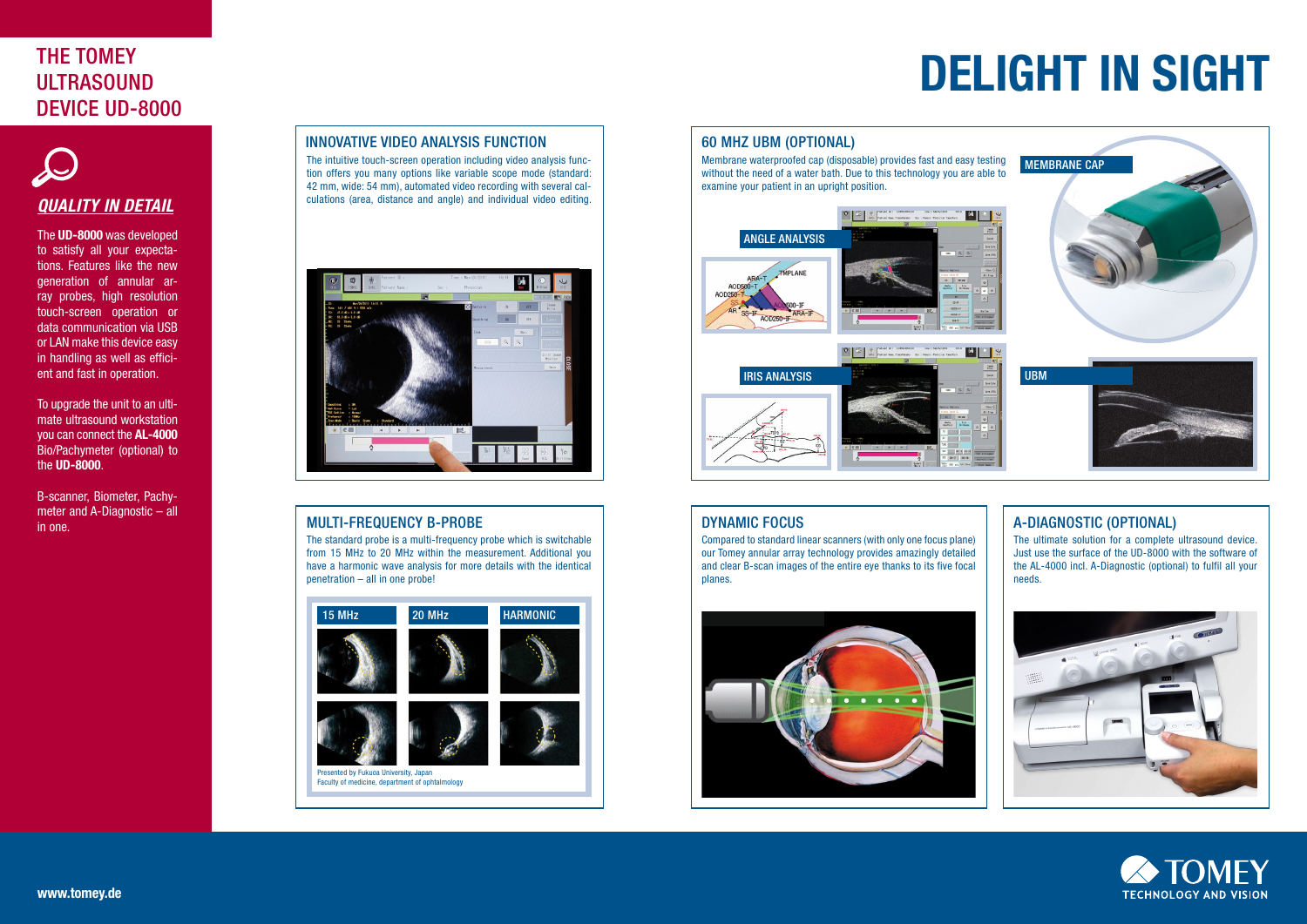# THE TOMEY ULTRASOUND DEVICE UD-8000

## *QUALITY IN DETAIL*

The **UD-8000** was developed to satisfy all your expectations. Features like the new generation of annular array probes, high resolution touch-screen operation or data communication via USB or LAN make this device easy in handling as well as efficient and fast in operation.

To upgrade the unit to an ultimate ultrasound workstation you can connect the **AL-4000** Bio/Pachymeter (optional) to the **UD-8000**.

B-scanner, Biometer, Pachymeter and A-Diagnostic – all in one.

# DELIGHT IN SIGHT

## INNOVATIVE VIDEO ANALYSIS FUNCTION

The intuitive touch-screen operation including video analysis function offers you many options like variable scope mode (standard: 42 mm, wide: 54 mm), automated video recording with several calculations (area, distance and angle) and individual video editing.

## MULTI-FREQUENCY B-PROBE

The standard probe is a multi-frequency probe which is switchable from 15 MHz to 20 MHz within the measurement. Additional you have a harmonic wave analysis for more details with the identical penetration – all in one probe!

15 MHz
20 MHz
HARMONIC

Presented by Fukuoa University, Japan
Faculty of medicine, department of ophtalmology

## 60 MHZ UBM (OPTIONAL)

Membrane waterproofed cap (disposable) provides fast and easy testing without the need of a water bath. Due to this technology you are able to examine your patient in an upright position.

MEMBRANE CAP

ANGLE ANALYSIS

IRIS ANALYSIS

UBM

## DYNAMIC FOCUS

Compared to standard linear scanners (with only one focus plane) our Tomey annular array technology provides amazingly detailed and clear B-scan images of the entire eye thanks to its five focal planes.

## A-DIAGNOSTIC (OPTIONAL)

The ultimate solution for a complete ultrasound device. Just use the surface of the UD-8000 with the software of the AL-4000 incl. A-Diagnostic (optional) to fulfil all your needs.

**www.tomey.de**

TOMEY
TECHNOLOGY AND VISION